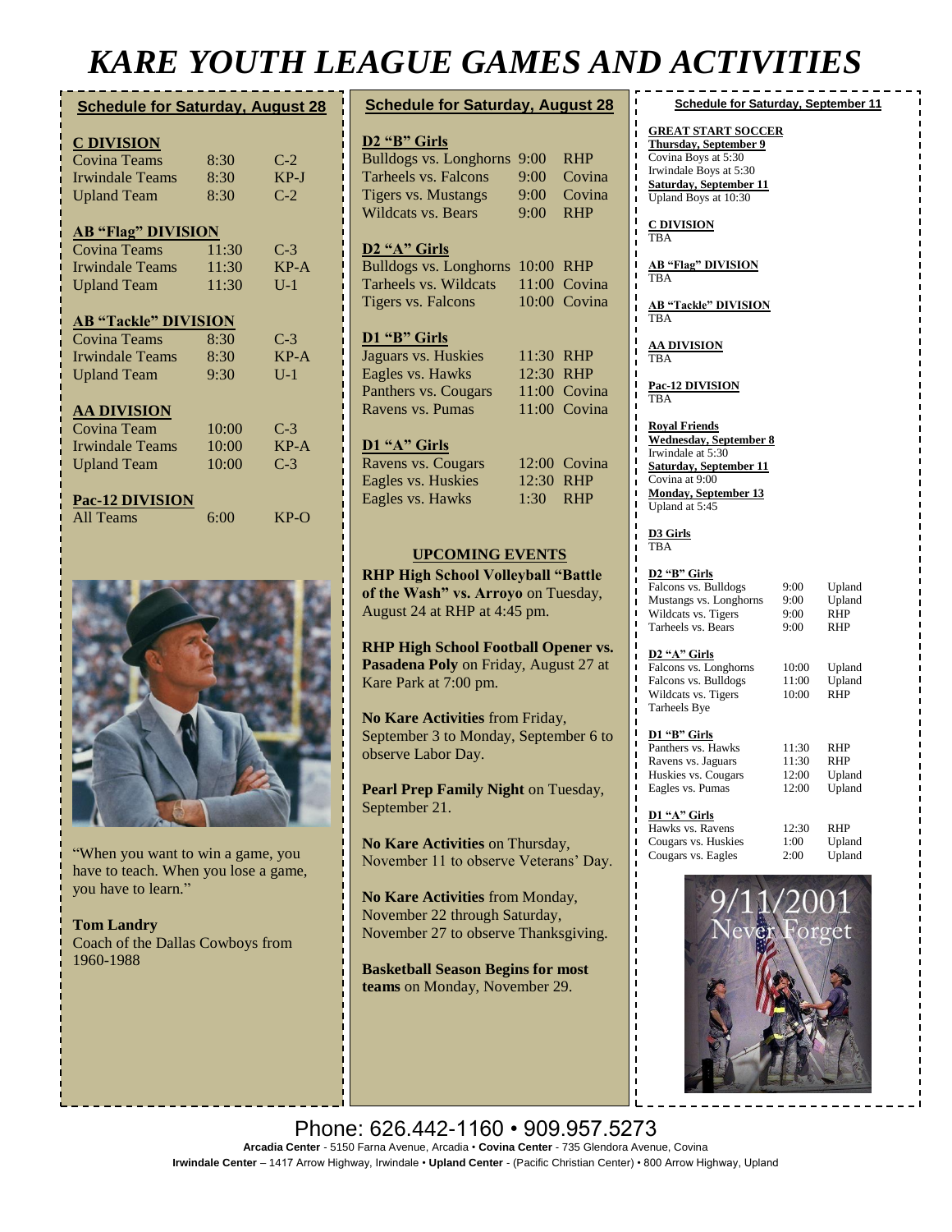# KARE YOUTH LEAGUE GAMES AND ACTIVITIES

## Schedule for Saturday, August 28

**C DIVISION**

| | | |
|---|---|---|
| Covina Teams | 8:30 | C-2 |
| Irwindale Teams | 8:30 | KP-J |
| Upland Team | 8:30 | C-2 |

**AB "Flag" DIVISION**

| | | |
|---|---|---|
| Covina Teams | 11:30 | C-3 |
| Irwindale Teams | 11:30 | KP-A |
| Upland Team | 11:30 | U-1 |

**AB "Tackle" DIVISION**

| | | |
|---|---|---|
| Covina Teams | 8:30 | C-3 |
| Irwindale Teams | 8:30 | KP-A |
| Upland Team | 9:30 | U-1 |

**AA DIVISION**

| | | |
|---|---|---|
| Covina Team | 10:00 | C-3 |
| Irwindale Teams | 10:00 | KP-A |
| Upland Team | 10:00 | C-3 |

**Pac-12 DIVISION**

| | | |
|---|---|---|
| All Teams | 6:00 | KP-O |

"When you want to win a game, you have to teach. When you lose a game, you have to learn."

**Tom Landry**
Coach of the Dallas Cowboys from 1960-1988

## Schedule for Saturday, August 28

**D2 "B" Girls**

| | | |
|---|---|---|
| Bulldogs vs. Longhorns | 9:00 | RHP |
| Tarheels vs. Falcons | 9:00 | Covina |
| Tigers vs. Mustangs | 9:00 | Covina |
| Wildcats vs. Bears | 9:00 | RHP |

**D2 "A" Girls**

| | | |
|---|---|---|
| Bulldogs vs. Longhorns | 10:00 | RHP |
| Tarheels vs. Wildcats | 11:00 | Covina |
| Tigers vs. Falcons | 10:00 | Covina |

**D1 "B" Girls**

| | | |
|---|---|---|
| Jaguars vs. Huskies | 11:30 | RHP |
| Eagles vs. Hawks | 12:30 | RHP |
| Panthers vs. Cougars | 11:00 | Covina |
| Ravens vs. Pumas | 11:00 | Covina |

**D1 "A" Girls**

| | | |
|---|---|---|
| Ravens vs. Cougars | 12:00 | Covina |
| Eagles vs. Huskies | 12:30 | RHP |
| Eagles vs. Hawks | 1:30 | RHP |

### UPCOMING EVENTS

**RHP High School Volleyball "Battle of the Wash" vs. Arroyo** on Tuesday, August 24 at RHP at 4:45 pm.

**RHP High School Football Opener vs. Pasadena Poly** on Friday, August 27 at Kare Park at 7:00 pm.

**No Kare Activities** from Friday, September 3 to Monday, September 6 to observe Labor Day.

**Pearl Prep Family Night** on Tuesday, September 21.

**No Kare Activities** on Thursday, November 11 to observe Veterans' Day.

**No Kare Activities** from Monday, November 22 through Saturday, November 27 to observe Thanksgiving.

**Basketball Season Begins for most teams** on Monday, November 29.

## Schedule for Saturday, September 11

**GREAT START SOCCER**
**Thursday, September 9**
Covina Boys at 5:30
Irwindale Boys at 5:30
**Saturday, September 11**
Upland Boys at 10:30

**C DIVISION**
TBA

**AB "Flag" DIVISION**
TBA

**AB "Tackle" DIVISION**
TBA

**AA DIVISION**
TBA

**Pac-12 DIVISION**
TBA

**Royal Friends**
**Wednesday, September 8**
Irwindale at 5:30
**Saturday, September 11**
Covina at 9:00
**Monday, September 13**
Upland at 5:45

**D3 Girls**
TBA

**D2 "B" Girls**

| | | |
|---|---|---|
| Falcons vs. Bulldogs | 9:00 | Upland |
| Mustangs vs. Longhorns | 9:00 | Upland |
| Wildcats vs. Tigers | 9:00 | RHP |
| Tarheels vs. Bears | 9:00 | RHP |

**D2 "A" Girls**

| | | |
|---|---|---|
| Falcons vs. Longhorns | 10:00 | Upland |
| Falcons vs. Bulldogs | 11:00 | Upland |
| Wildcats vs. Tigers | 10:00 | RHP |
| Tarheels Bye | | |

**D1 "B" Girls**

| | | |
|---|---|---|
| Panthers vs. Hawks | 11:30 | RHP |
| Ravens vs. Jaguars | 11:30 | RHP |
| Huskies vs. Cougars | 12:00 | Upland |
| Eagles vs. Pumas | 12:00 | Upland |

**D1 "A" Girls**

| | | |
|---|---|---|
| Hawks vs. Ravens | 12:30 | RHP |
| Cougars vs. Huskies | 1:00 | Upland |
| Cougars vs. Eagles | 2:00 | Upland |

9/11/2001 Never Forget

Phone: 626.442-1160 • 909.957.5273

**Arcadia Center** - 5150 Farna Avenue, Arcadia • **Covina Center** - 735 Glendora Avenue, Covina
**Irwindale Center** – 1417 Arrow Highway, Irwindale • **Upland Center** - (Pacific Christian Center) • 800 Arrow Highway, Upland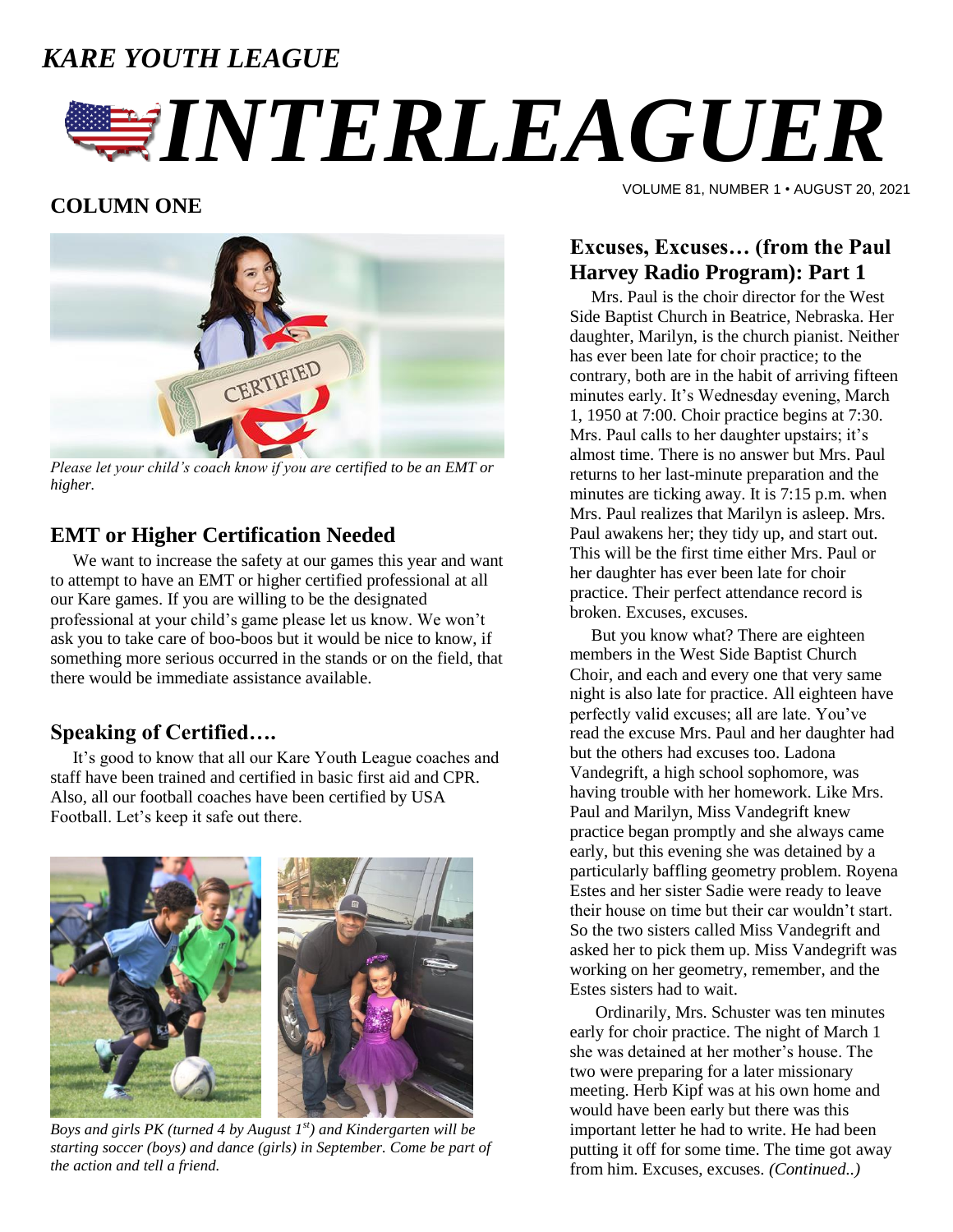*KARE YOUTH LEAGUE*

# *INTERLEAGUER*

VOLUME 81, NUMBER 1 • AUGUST 20, 2021

## COLUMN ONE

*Please let your child's coach know if you are certified to be an EMT or higher.*

### EMT or Higher Certification Needed

We want to increase the safety at our games this year and want to attempt to have an EMT or higher certified professional at all our Kare games. If you are willing to be the designated professional at your child's game please let us know. We won't ask you to take care of boo-boos but it would be nice to know, if something more serious occurred in the stands or on the field, that there would be immediate assistance available.

### Speaking of Certified….

It's good to know that all our Kare Youth League coaches and staff have been trained and certified in basic first aid and CPR. Also, all our football coaches have been certified by USA Football. Let's keep it safe out there.

*Boys and girls PK (turned 4 by August 1st) and Kindergarten will be starting soccer (boys) and dance (girls) in September. Come be part of the action and tell a friend.*

### Excuses, Excuses… (from the Paul Harvey Radio Program): Part 1

Mrs. Paul is the choir director for the West Side Baptist Church in Beatrice, Nebraska. Her daughter, Marilyn, is the church pianist. Neither has ever been late for choir practice; to the contrary, both are in the habit of arriving fifteen minutes early. It's Wednesday evening, March 1, 1950 at 7:00. Choir practice begins at 7:30. Mrs. Paul calls to her daughter upstairs; it's almost time. There is no answer but Mrs. Paul returns to her last-minute preparation and the minutes are ticking away. It is 7:15 p.m. when Mrs. Paul realizes that Marilyn is asleep. Mrs. Paul awakens her; they tidy up, and start out. This will be the first time either Mrs. Paul or her daughter has ever been late for choir practice. Their perfect attendance record is broken. Excuses, excuses.

But you know what? There are eighteen members in the West Side Baptist Church Choir, and each and every one that very same night is also late for practice. All eighteen have perfectly valid excuses; all are late. You've read the excuse Mrs. Paul and her daughter had but the others had excuses too. Ladona Vandegrift, a high school sophomore, was having trouble with her homework. Like Mrs. Paul and Marilyn, Miss Vandegrift knew practice began promptly and she always came early, but this evening she was detained by a particularly baffling geometry problem. Royena Estes and her sister Sadie were ready to leave their house on time but their car wouldn't start. So the two sisters called Miss Vandegrift and asked her to pick them up. Miss Vandegrift was working on her geometry, remember, and the Estes sisters had to wait.

Ordinarily, Mrs. Schuster was ten minutes early for choir practice. The night of March 1 she was detained at her mother's house. The two were preparing for a later missionary meeting. Herb Kipf was at his own home and would have been early but there was this important letter he had to write. He had been putting it off for some time. The time got away from him. Excuses, excuses. *(Continued..)*